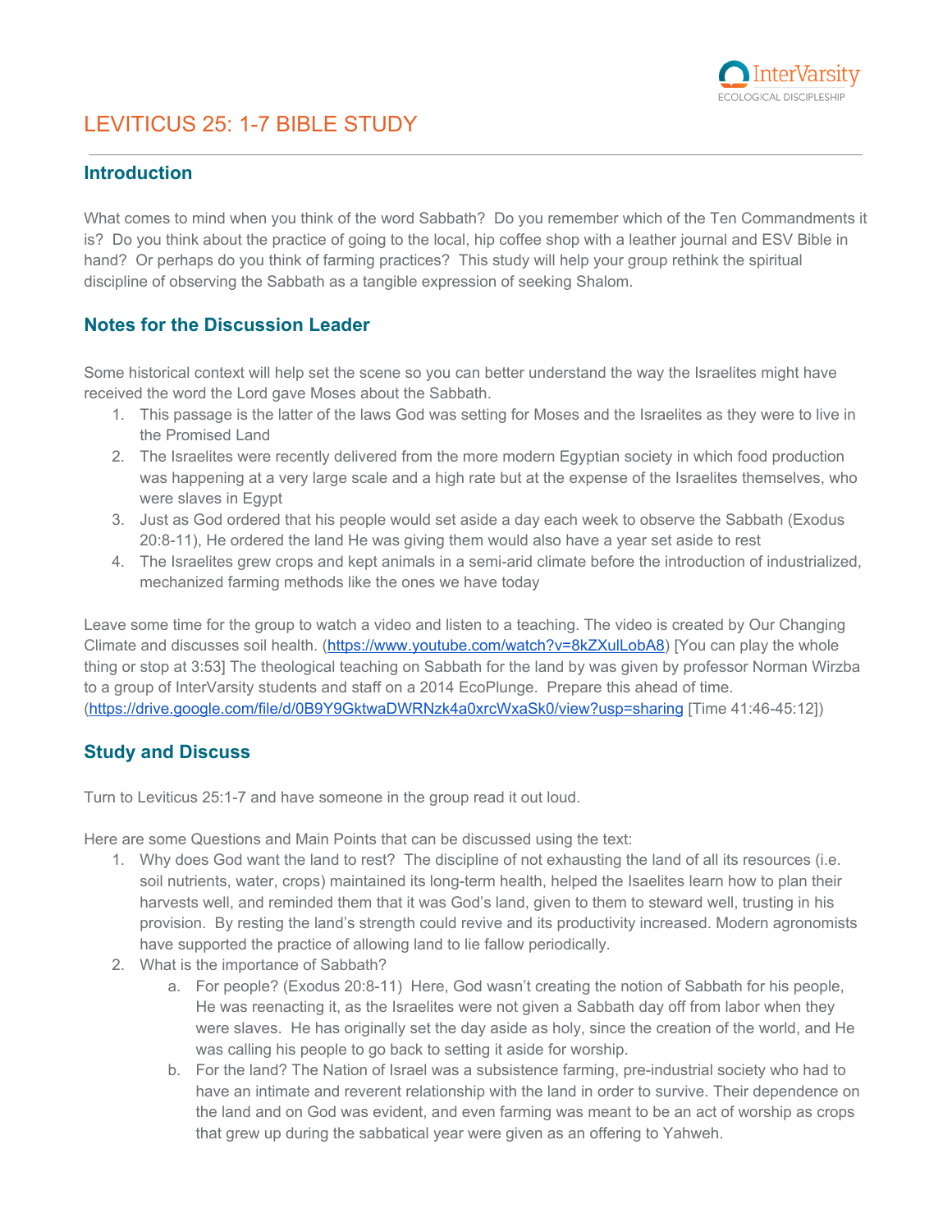# LEVITICUS 25: 1-7 BIBLE STUDY

## Introduction

What comes to mind when you think of the word Sabbath? Do you remember which of the Ten Commandments it is? Do you think about the practice of going to the local, hip coffee shop with a leather journal and ESV Bible in hand? Or perhaps do you think of farming practices? This study will help your group rethink the spiritual discipline of observing the Sabbath as a tangible expression of seeking Shalom.

## Notes for the Discussion Leader

Some historical context will help set the scene so you can better understand the way the Israelites might have received the word the Lord gave Moses about the Sabbath.

1. This passage is the latter of the laws God was setting for Moses and the Israelites as they were to live in the Promised Land
2. The Israelites were recently delivered from the more modern Egyptian society in which food production was happening at a very large scale and a high rate but at the expense of the Israelites themselves, who were slaves in Egypt
3. Just as God ordered that his people would set aside a day each week to observe the Sabbath (Exodus 20:8-11), He ordered the land He was giving them would also have a year set aside to rest
4. The Israelites grew crops and kept animals in a semi-arid climate before the introduction of industrialized, mechanized farming methods like the ones we have today

Leave some time for the group to watch a video and listen to a teaching. The video is created by Our Changing Climate and discusses soil health. (https://www.youtube.com/watch?v=8kZXulLobA8) [You can play the whole thing or stop at 3:53] The theological teaching on Sabbath for the land by was given by professor Norman Wirzba to a group of InterVarsity students and staff on a 2014 EcoPlunge. Prepare this ahead of time. (https://drive.google.com/file/d/0B9Y9GktwaDWRNzk4a0xrcWxaSk0/view?usp=sharing [Time 41:46-45:12])

## Study and Discuss

Turn to Leviticus 25:1-7 and have someone in the group read it out loud.

Here are some Questions and Main Points that can be discussed using the text:

1. Why does God want the land to rest? The discipline of not exhausting the land of all its resources (i.e. soil nutrients, water, crops) maintained its long-term health, helped the Isaelites learn how to plan their harvests well, and reminded them that it was God's land, given to them to steward well, trusting in his provision. By resting the land's strength could revive and its productivity increased. Modern agronomists have supported the practice of allowing land to lie fallow periodically.
2. What is the importance of Sabbath?
   a. For people? (Exodus 20:8-11) Here, God wasn't creating the notion of Sabbath for his people, He was reenacting it, as the Israelites were not given a Sabbath day off from labor when they were slaves. He has originally set the day aside as holy, since the creation of the world, and He was calling his people to go back to setting it aside for worship.
   b. For the land? The Nation of Israel was a subsistence farming, pre-industrial society who had to have an intimate and reverent relationship with the land in order to survive. Their dependence on the land and on God was evident, and even farming was meant to be an act of worship as crops that grew up during the sabbatical year were given as an offering to Yahweh.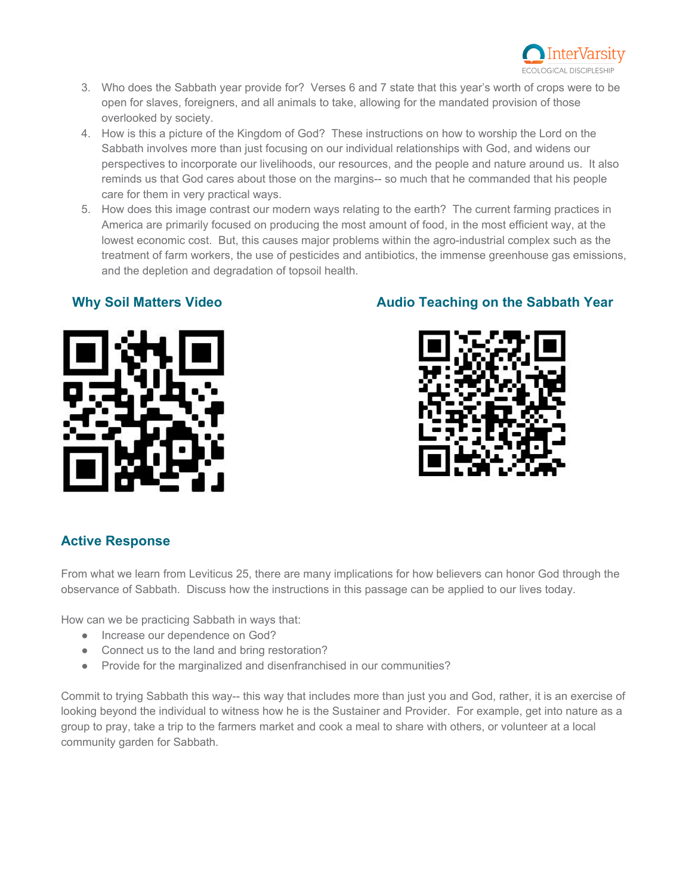3. Who does the Sabbath year provide for? Verses 6 and 7 state that this year's worth of crops were to be open for slaves, foreigners, and all animals to take, allowing for the mandated provision of those overlooked by society.
4. How is this a picture of the Kingdom of God? These instructions on how to worship the Lord on the Sabbath involves more than just focusing on our individual relationships with God, and widens our perspectives to incorporate our livelihoods, our resources, and the people and nature around us. It also reminds us that God cares about those on the margins-- so much that he commanded that his people care for them in very practical ways.
5. How does this image contrast our modern ways relating to the earth? The current farming practices in America are primarily focused on producing the most amount of food, in the most efficient way, at the lowest economic cost. But, this causes major problems within the agro-industrial complex such as the treatment of farm workers, the use of pesticides and antibiotics, the immense greenhouse gas emissions, and the depletion and degradation of topsoil health.

### Why Soil Matters Video

### Audio Teaching on the Sabbath Year

## Active Response

From what we learn from Leviticus 25, there are many implications for how believers can honor God through the observance of Sabbath. Discuss how the instructions in this passage can be applied to our lives today.

How can we be practicing Sabbath in ways that:

- Increase our dependence on God?
- Connect us to the land and bring restoration?
- Provide for the marginalized and disenfranchised in our communities?

Commit to trying Sabbath this way-- this way that includes more than just you and God, rather, it is an exercise of looking beyond the individual to witness how he is the Sustainer and Provider. For example, get into nature as a group to pray, take a trip to the farmers market and cook a meal to share with others, or volunteer at a local community garden for Sabbath.